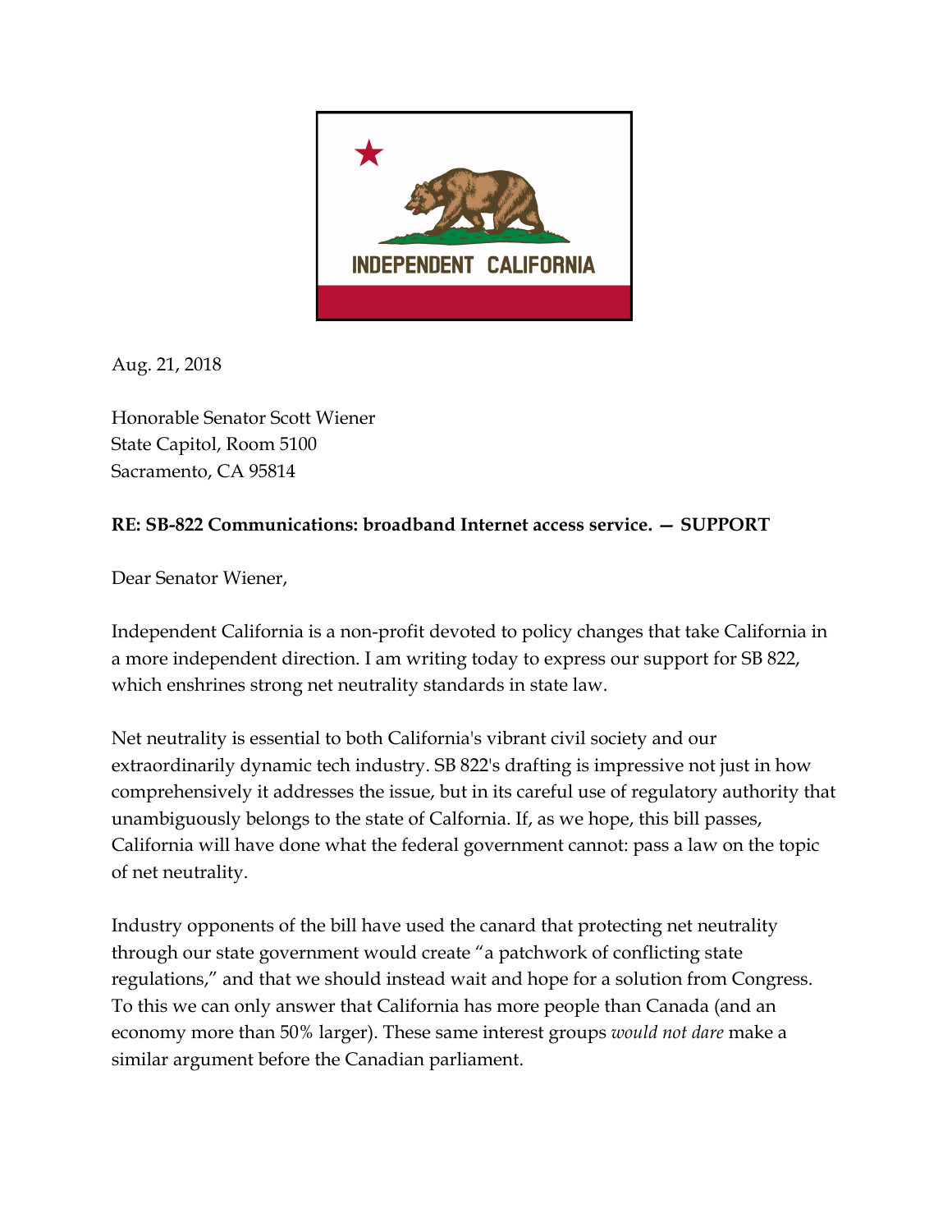INDEPENDENT CALIFORNIA

Aug. 21, 2018

Honorable Senator Scott Wiener
State Capitol, Room 5100
Sacramento, CA 95814

**RE: SB-822 Communications: broadband Internet access service. — SUPPORT**

Dear Senator Wiener,

Independent California is a non-profit devoted to policy changes that take California in a more independent direction. I am writing today to express our support for SB 822, which enshrines strong net neutrality standards in state law.

Net neutrality is essential to both California's vibrant civil society and our extraordinarily dynamic tech industry. SB 822's drafting is impressive not just in how comprehensively it addresses the issue, but in its careful use of regulatory authority that unambiguously belongs to the state of Calfornia. If, as we hope, this bill passes, California will have done what the federal government cannot: pass a law on the topic of net neutrality.

Industry opponents of the bill have used the canard that protecting net neutrality through our state government would create "a patchwork of conflicting state regulations," and that we should instead wait and hope for a solution from Congress. To this we can only answer that California has more people than Canada (and an economy more than 50% larger). These same interest groups *would not dare* make a similar argument before the Canadian parliament.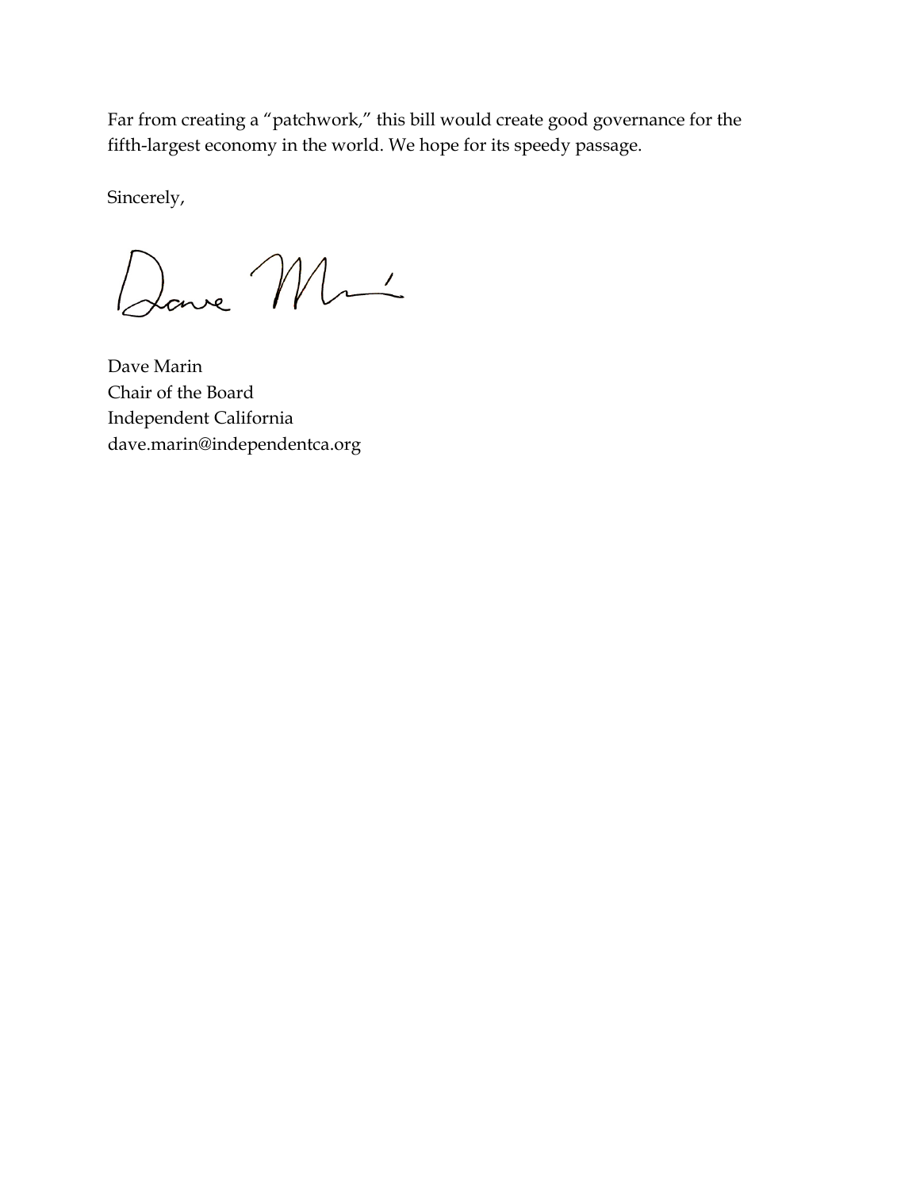Far from creating a "patchwork," this bill would create good governance for the fifth-largest economy in the world. We hope for its speedy passage.

Sincerely,

Dave Marin
Chair of the Board
Independent California
dave.marin@independentca.org